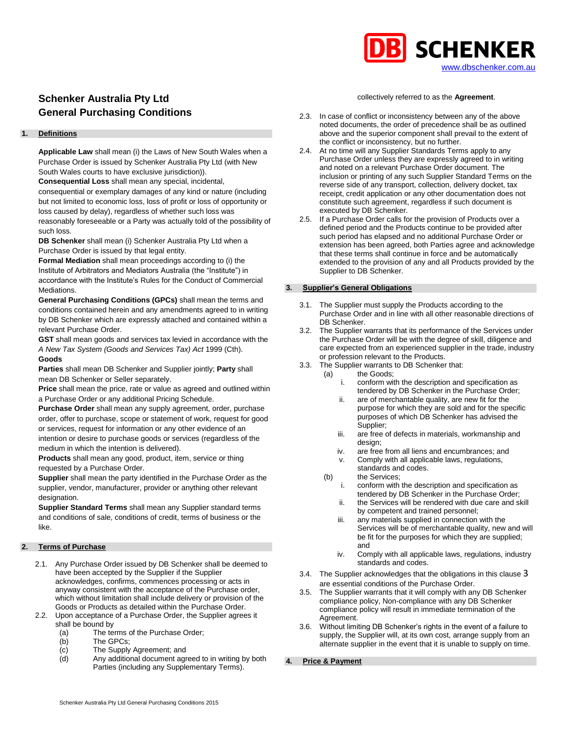DB SCHENKER
www.dbschenker.com.au

# Schenker Australia Pty Ltd
# General Purchasing Conditions

## 1. Definitions

**Applicable Law** shall mean (i) the Laws of New South Wales when a Purchase Order is issued by Schenker Australia Pty Ltd (with New South Wales courts to have exclusive jurisdiction)).

**Consequential Loss** shall mean any special, incidental, consequential or exemplary damages of any kind or nature (including but not limited to economic loss, loss of profit or loss of opportunity or loss caused by delay), regardless of whether such loss was reasonably foreseeable or a Party was actually told of the possibility of such loss.

**DB Schenker** shall mean (i) Schenker Australia Pty Ltd when a Purchase Order is issued by that legal entity.

**Formal Mediation** shall mean proceedings according to (i) the Institute of Arbitrators and Mediators Australia (the "Institute") in accordance with the Institute's Rules for the Conduct of Commercial Mediations.

**General Purchasing Conditions (GPCs)** shall mean the terms and conditions contained herein and any amendments agreed to in writing by DB Schenker which are expressly attached and contained within a relevant Purchase Order.

**GST** shall mean goods and services tax levied in accordance with the *A New Tax System (Goods and Services Tax) Act* 1999 (Cth).

**Goods**

**Parties** shall mean DB Schenker and Supplier jointly; **Party** shall mean DB Schenker or Seller separately.

**Price** shall mean the price, rate or value as agreed and outlined within a Purchase Order or any additional Pricing Schedule.

**Purchase Order** shall mean any supply agreement, order, purchase order, offer to purchase, scope or statement of work, request for good or services, request for information or any other evidence of an intention or desire to purchase goods or services (regardless of the medium in which the intention is delivered).

**Products** shall mean any good, product, item, service or thing requested by a Purchase Order.

**Supplier** shall mean the party identified in the Purchase Order as the supplier, vendor, manufacturer, provider or anything other relevant designation.

**Supplier Standard Terms** shall mean any Supplier standard terms and conditions of sale, conditions of credit, terms of business or the like.

## 2. Terms of Purchase

2.1. Any Purchase Order issued by DB Schenker shall be deemed to have been accepted by the Supplier if the Supplier acknowledges, confirms, commences processing or acts in anyway consistent with the acceptance of the Purchase order, which without limitation shall include delivery or provision of the Goods or Products as detailed within the Purchase Order.

2.2. Upon acceptance of a Purchase Order, the Supplier agrees it shall be bound by
- (a) The terms of the Purchase Order;
- (b) The GPCs;
- (c) The Supply Agreement; and
- (d) Any additional document agreed to in writing by both Parties (including any Supplementary Terms).

collectively referred to as the **Agreement**.

2.3. In case of conflict or inconsistency between any of the above noted documents, the order of precedence shall be as outlined above and the superior component shall prevail to the extent of the conflict or inconsistency, but no further.

2.4. At no time will any Supplier Standards Terms apply to any Purchase Order unless they are expressly agreed to in writing and noted on a relevant Purchase Order document. The inclusion or printing of any such Supplier Standard Terms on the reverse side of any transport, collection, delivery docket, tax receipt, credit application or any other documentation does not constitute such agreement, regardless if such document is executed by DB Schenker.

2.5. If a Purchase Order calls for the provision of Products over a defined period and the Products continue to be provided after such period has elapsed and no additional Purchase Order or extension has been agreed, both Parties agree and acknowledge that these terms shall continue in force and be automatically extended to the provision of any and all Products provided by the Supplier to DB Schenker.

## 3. Supplier's General Obligations

3.1. The Supplier must supply the Products according to the Purchase Order and in line with all other reasonable directions of DB Schenker.

3.2. The Supplier warrants that its performance of the Services under the Purchase Order will be with the degree of skill, diligence and care expected from an experienced supplier in the trade, industry or profession relevant to the Products.

3.3. The Supplier warrants to DB Schenker that:
- (a) the Goods;
  - i. conform with the description and specification as tendered by DB Schenker in the Purchase Order;
  - ii. are of merchantable quality, are new fit for the purpose for which they are sold and for the specific purposes of which DB Schenker has advised the Supplier;
  - iii. are free of defects in materials, workmanship and design;
  - iv. are free from all liens and encumbrances; and
  - v. Comply with all applicable laws, regulations, standards and codes.
- (b) the Services;
  - i. conform with the description and specification as tendered by DB Schenker in the Purchase Order;
  - ii. the Services will be rendered with due care and skill by competent and trained personnel;
  - iii. any materials supplied in connection with the Services will be of merchantable quality, new and will be fit for the purposes for which they are supplied; and
  - iv. Comply with all applicable laws, regulations, industry standards and codes.

3.4. The Supplier acknowledges that the obligations in this clause 3 are essential conditions of the Purchase Order.

3.5. The Supplier warrants that it will comply with any DB Schenker compliance policy, Non-compliance with any DB Schenker compliance policy will result in immediate termination of the Agreement.

3.6. Without limiting DB Schenker's rights in the event of a failure to supply, the Supplier will, at its own cost, arrange supply from an alternate supplier in the event that it is unable to supply on time.

## 4. Price & Payment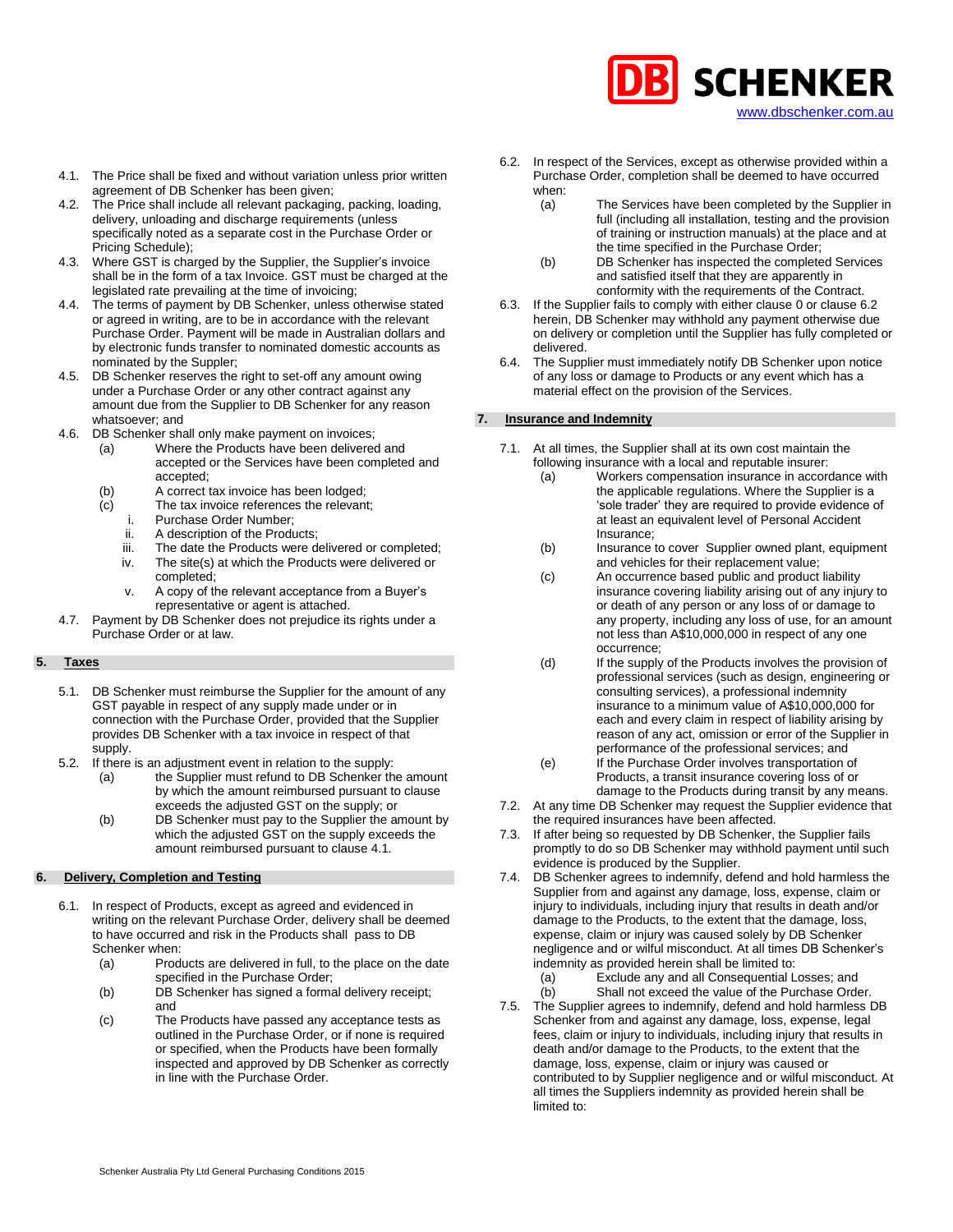4.1. The Price shall be fixed and without variation unless prior written agreement of DB Schenker has been given;

4.2. The Price shall include all relevant packaging, packing, loading, delivery, unloading and discharge requirements (unless specifically noted as a separate cost in the Purchase Order or Pricing Schedule);

4.3. Where GST is charged by the Supplier, the Supplier's invoice shall be in the form of a tax Invoice. GST must be charged at the legislated rate prevailing at the time of invoicing;

4.4. The terms of payment by DB Schenker, unless otherwise stated or agreed in writing, are to be in accordance with the relevant Purchase Order. Payment will be made in Australian dollars and by electronic funds transfer to nominated domestic accounts as nominated by the Suppler;

4.5. DB Schenker reserves the right to set-off any amount owing under a Purchase Order or any other contract against any amount due from the Supplier to DB Schenker for any reason whatsoever; and

4.6. DB Schenker shall only make payment on invoices;
   - (a) Where the Products have been delivered and accepted or the Services have been completed and accepted;
   - (b) A correct tax invoice has been lodged;
   - (c) The tax invoice references the relevant;
      - i. Purchase Order Number;
      - ii. A description of the Products;
      - iii. The date the Products were delivered or completed;
      - iv. The site(s) at which the Products were delivered or completed;
      - v. A copy of the relevant acceptance from a Buyer's representative or agent is attached.

4.7. Payment by DB Schenker does not prejudice its rights under a Purchase Order or at law.

## 5. Taxes

5.1. DB Schenker must reimburse the Supplier for the amount of any GST payable in respect of any supply made under or in connection with the Purchase Order, provided that the Supplier provides DB Schenker with a tax invoice in respect of that supply.

5.2. If there is an adjustment event in relation to the supply:
   - (a) the Supplier must refund to DB Schenker the amount by which the amount reimbursed pursuant to clause exceeds the adjusted GST on the supply; or
   - (b) DB Schenker must pay to the Supplier the amount by which the adjusted GST on the supply exceeds the amount reimbursed pursuant to clause 4.1.

## 6. Delivery, Completion and Testing

6.1. In respect of Products, except as agreed and evidenced in writing on the relevant Purchase Order, delivery shall be deemed to have occurred and risk in the Products shall pass to DB Schenker when:
   - (a) Products are delivered in full, to the place on the date specified in the Purchase Order;
   - (b) DB Schenker has signed a formal delivery receipt; and
   - (c) The Products have passed any acceptance tests as outlined in the Purchase Order, or if none is required or specified, when the Products have been formally inspected and approved by DB Schenker as correctly in line with the Purchase Order.

6.2. In respect of the Services, except as otherwise provided within a Purchase Order, completion shall be deemed to have occurred when:
   - (a) The Services have been completed by the Supplier in full (including all installation, testing and the provision of training or instruction manuals) at the place and at the time specified in the Purchase Order;
   - (b) DB Schenker has inspected the completed Services and satisfied itself that they are apparently in conformity with the requirements of the Contract.

6.3. If the Supplier fails to comply with either clause 0 or clause 6.2 herein, DB Schenker may withhold any payment otherwise due on delivery or completion until the Supplier has fully completed or delivered.

6.4. The Supplier must immediately notify DB Schenker upon notice of any loss or damage to Products or any event which has a material effect on the provision of the Services.

## 7. Insurance and Indemnity

7.1. At all times, the Supplier shall at its own cost maintain the following insurance with a local and reputable insurer:
   - (a) Workers compensation insurance in accordance with the applicable regulations. Where the Supplier is a 'sole trader' they are required to provide evidence of at least an equivalent level of Personal Accident Insurance;
   - (b) Insurance to cover Supplier owned plant, equipment and vehicles for their replacement value;
   - (c) An occurrence based public and product liability insurance covering liability arising out of any injury to or death of any person or any loss of or damage to any property, including any loss of use, for an amount not less than A$10,000,000 in respect of any one occurrence;
   - (d) If the supply of the Products involves the provision of professional services (such as design, engineering or consulting services), a professional indemnity insurance to a minimum value of A$10,000,000 for each and every claim in respect of liability arising by reason of any act, omission or error of the Supplier in performance of the professional services; and
   - (e) If the Purchase Order involves transportation of Products, a transit insurance covering loss of or damage to the Products during transit by any means.

7.2. At any time DB Schenker may request the Supplier evidence that the required insurances have been affected.

7.3. If after being so requested by DB Schenker, the Supplier fails promptly to do so DB Schenker may withhold payment until such evidence is produced by the Supplier.

7.4. DB Schenker agrees to indemnify, defend and hold harmless the Supplier from and against any damage, loss, expense, claim or injury to individuals, including injury that results in death and/or damage to the Products, to the extent that the damage, loss, expense, claim or injury was caused solely by DB Schenker negligence and or wilful misconduct. At all times DB Schenker's indemnity as provided herein shall be limited to:
   - (a) Exclude any and all Consequential Losses; and
   - (b) Shall not exceed the value of the Purchase Order.

7.5. The Supplier agrees to indemnify, defend and hold harmless DB Schenker from and against any damage, loss, expense, legal fees, claim or injury to individuals, including injury that results in death and/or damage to the Products, to the extent that the damage, loss, expense, claim or injury was caused or contributed to by Supplier negligence and or wilful misconduct. At all times the Suppliers indemnity as provided herein shall be limited to: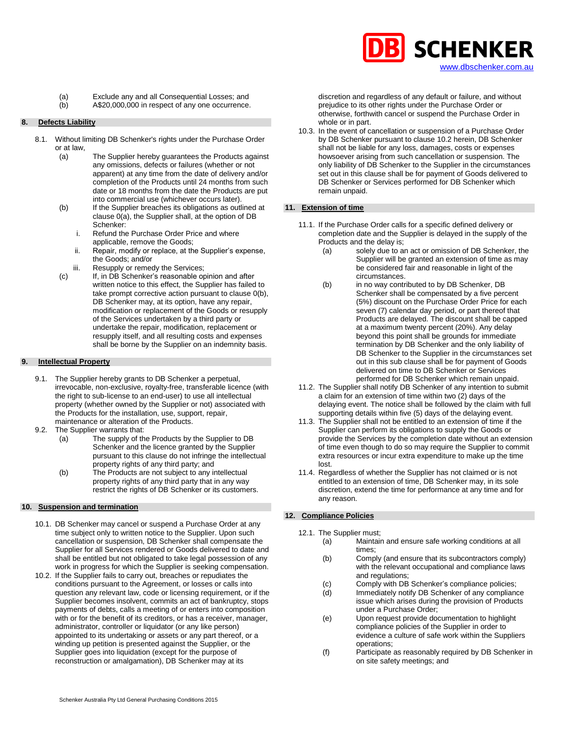(a) Exclude any and all Consequential Losses; and
(b) A$20,000,000 in respect of any one occurrence.

## 8. Defects Liability

8.1. Without limiting DB Schenker's rights under the Purchase Order or at law,

(a) The Supplier hereby guarantees the Products against any omissions, defects or failures (whether or not apparent) at any time from the date of delivery and/or completion of the Products until 24 months from such date or 18 months from the date the Products are put into commercial use (whichever occurs later).

(b) If the Supplier breaches its obligations as outlined at clause 0(a), the Supplier shall, at the option of DB Schenker:

i. Refund the Purchase Order Price and where applicable, remove the Goods;
ii. Repair, modify or replace, at the Supplier's expense, the Goods; and/or
iii. Resupply or remedy the Services;

(c) If, in DB Schenker's reasonable opinion and after written notice to this effect, the Supplier has failed to take prompt corrective action pursuant to clause 0(b), DB Schenker may, at its option, have any repair, modification or replacement of the Goods or resupply of the Services undertaken by a third party or undertake the repair, modification, replacement or resupply itself, and all resulting costs and expenses shall be borne by the Supplier on an indemnity basis.

## 9. Intellectual Property

9.1. The Supplier hereby grants to DB Schenker a perpetual, irrevocable, non-exclusive, royalty-free, transferable licence (with the right to sub-license to an end-user) to use all intellectual property (whether owned by the Supplier or not) associated with the Products for the installation, use, support, repair, maintenance or alteration of the Products.

9.2. The Supplier warrants that:

(a) The supply of the Products by the Supplier to DB Schenker and the licence granted by the Supplier pursuant to this clause do not infringe the intellectual property rights of any third party; and

(b) The Products are not subject to any intellectual property rights of any third party that in any way restrict the rights of DB Schenker or its customers.

## 10. Suspension and termination

10.1. DB Schenker may cancel or suspend a Purchase Order at any time subject only to written notice to the Supplier. Upon such cancellation or suspension, DB Schenker shall compensate the Supplier for all Services rendered or Goods delivered to date and shall be entitled but not obligated to take legal possession of any work in progress for which the Supplier is seeking compensation.

10.2. If the Supplier fails to carry out, breaches or repudiates the conditions pursuant to the Agreement, or losses or calls into question any relevant law, code or licensing requirement, or if the Supplier becomes insolvent, commits an act of bankruptcy, stops payments of debts, calls a meeting of or enters into composition with or for the benefit of its creditors, or has a receiver, manager, administrator, controller or liquidator (or any like person) appointed to its undertaking or assets or any part thereof, or a winding up petition is presented against the Supplier, or the Supplier goes into liquidation (except for the purpose of reconstruction or amalgamation), DB Schenker may at its discretion and regardless of any default or failure, and without prejudice to its other rights under the Purchase Order or otherwise, forthwith cancel or suspend the Purchase Order in whole or in part.

10.3. In the event of cancellation or suspension of a Purchase Order by DB Schenker pursuant to clause 10.2 herein, DB Schenker shall not be liable for any loss, damages, costs or expenses howsoever arising from such cancellation or suspension. The only liability of DB Schenker to the Supplier in the circumstances set out in this clause shall be for payment of Goods delivered to DB Schenker or Services performed for DB Schenker which remain unpaid.

## 11. Extension of time

11.1. If the Purchase Order calls for a specific defined delivery or completion date and the Supplier is delayed in the supply of the Products and the delay is;

(a) solely due to an act or omission of DB Schenker, the Supplier will be granted an extension of time as may be considered fair and reasonable in light of the circumstances.

(b) in no way contributed to by DB Schenker, DB Schenker shall be compensated by a five percent (5%) discount on the Purchase Order Price for each seven (7) calendar day period, or part thereof that Products are delayed. The discount shall be capped at a maximum twenty percent (20%). Any delay beyond this point shall be grounds for immediate termination by DB Schenker and the only liability of DB Schenker to the Supplier in the circumstances set out in this sub clause shall be for payment of Goods delivered on time to DB Schenker or Services performed for DB Schenker which remain unpaid.

11.2. The Supplier shall notify DB Schenker of any intention to submit a claim for an extension of time within two (2) days of the delaying event. The notice shall be followed by the claim with full supporting details within five (5) days of the delaying event.

11.3. The Supplier shall not be entitled to an extension of time if the Supplier can perform its obligations to supply the Goods or provide the Services by the completion date without an extension of time even though to do so may require the Supplier to commit extra resources or incur extra expenditure to make up the time lost.

11.4. Regardless of whether the Supplier has not claimed or is not entitled to an extension of time, DB Schenker may, in its sole discretion, extend the time for performance at any time and for any reason.

## 12. Compliance Policies

12.1. The Supplier must;

(a) Maintain and ensure safe working conditions at all times;
(b) Comply (and ensure that its subcontractors comply) with the relevant occupational and compliance laws and regulations;
(c) Comply with DB Schenker's compliance policies;
(d) Immediately notify DB Schenker of any compliance issue which arises during the provision of Products under a Purchase Order;
(e) Upon request provide documentation to highlight compliance policies of the Supplier in order to evidence a culture of safe work within the Suppliers operations;
(f) Participate as reasonably required by DB Schenker in on site safety meetings; and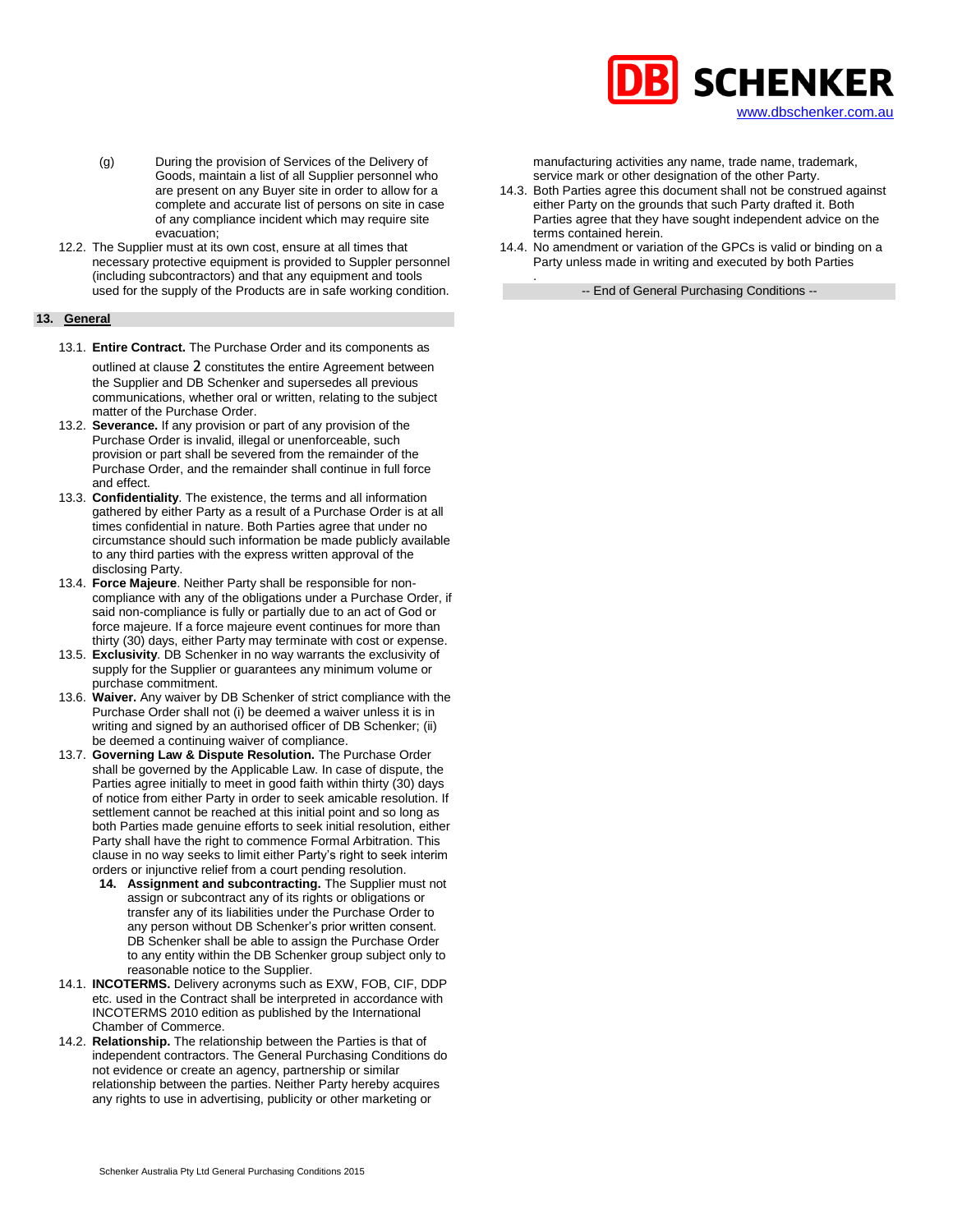(g) During the provision of Services of the Delivery of Goods, maintain a list of all Supplier personnel who are present on any Buyer site in order to allow for a complete and accurate list of persons on site in case of any compliance incident which may require site evacuation;

12.2. The Supplier must at its own cost, ensure at all times that necessary protective equipment is provided to Suppler personnel (including subcontractors) and that any equipment and tools used for the supply of the Products are in safe working condition.

## 13. General

13.1. **Entire Contract.** The Purchase Order and its components as outlined at clause 2 constitutes the entire Agreement between the Supplier and DB Schenker and supersedes all previous communications, whether oral or written, relating to the subject matter of the Purchase Order.

13.2. **Severance.** If any provision or part of any provision of the Purchase Order is invalid, illegal or unenforceable, such provision or part shall be severed from the remainder of the Purchase Order, and the remainder shall continue in full force and effect.

13.3. **Confidentiality**. The existence, the terms and all information gathered by either Party as a result of a Purchase Order is at all times confidential in nature. Both Parties agree that under no circumstance should such information be made publicly available to any third parties with the express written approval of the disclosing Party.

13.4. **Force Majeure**. Neither Party shall be responsible for non-compliance with any of the obligations under a Purchase Order, if said non-compliance is fully or partially due to an act of God or force majeure. If a force majeure event continues for more than thirty (30) days, either Party may terminate with cost or expense.

13.5. **Exclusivity**. DB Schenker in no way warrants the exclusivity of supply for the Supplier or guarantees any minimum volume or purchase commitment.

13.6. **Waiver.** Any waiver by DB Schenker of strict compliance with the Purchase Order shall not (i) be deemed a waiver unless it is in writing and signed by an authorised officer of DB Schenker; (ii) be deemed a continuing waiver of compliance.

13.7. **Governing Law & Dispute Resolution.** The Purchase Order shall be governed by the Applicable Law. In case of dispute, the Parties agree initially to meet in good faith within thirty (30) days of notice from either Party in order to seek amicable resolution. If settlement cannot be reached at this initial point and so long as both Parties made genuine efforts to seek initial resolution, either Party shall have the right to commence Formal Arbitration. This clause in no way seeks to limit either Party's right to seek interim orders or injunctive relief from a court pending resolution.

**14. Assignment and subcontracting.** The Supplier must not assign or subcontract any of its rights or obligations or transfer any of its liabilities under the Purchase Order to any person without DB Schenker's prior written consent. DB Schenker shall be able to assign the Purchase Order to any entity within the DB Schenker group subject only to reasonable notice to the Supplier.

14.1. **INCOTERMS.** Delivery acronyms such as EXW, FOB, CIF, DDP etc. used in the Contract shall be interpreted in accordance with INCOTERMS 2010 edition as published by the International Chamber of Commerce.

14.2. **Relationship.** The relationship between the Parties is that of independent contractors. The General Purchasing Conditions do not evidence or create an agency, partnership or similar relationship between the parties. Neither Party hereby acquires any rights to use in advertising, publicity or other marketing or manufacturing activities any name, trade name, trademark, service mark or other designation of the other Party.

14.3. Both Parties agree this document shall not be construed against either Party on the grounds that such Party drafted it. Both Parties agree that they have sought independent advice on the terms contained herein.

14.4. No amendment or variation of the GPCs is valid or binding on a Party unless made in writing and executed by both Parties.

-- End of General Purchasing Conditions --